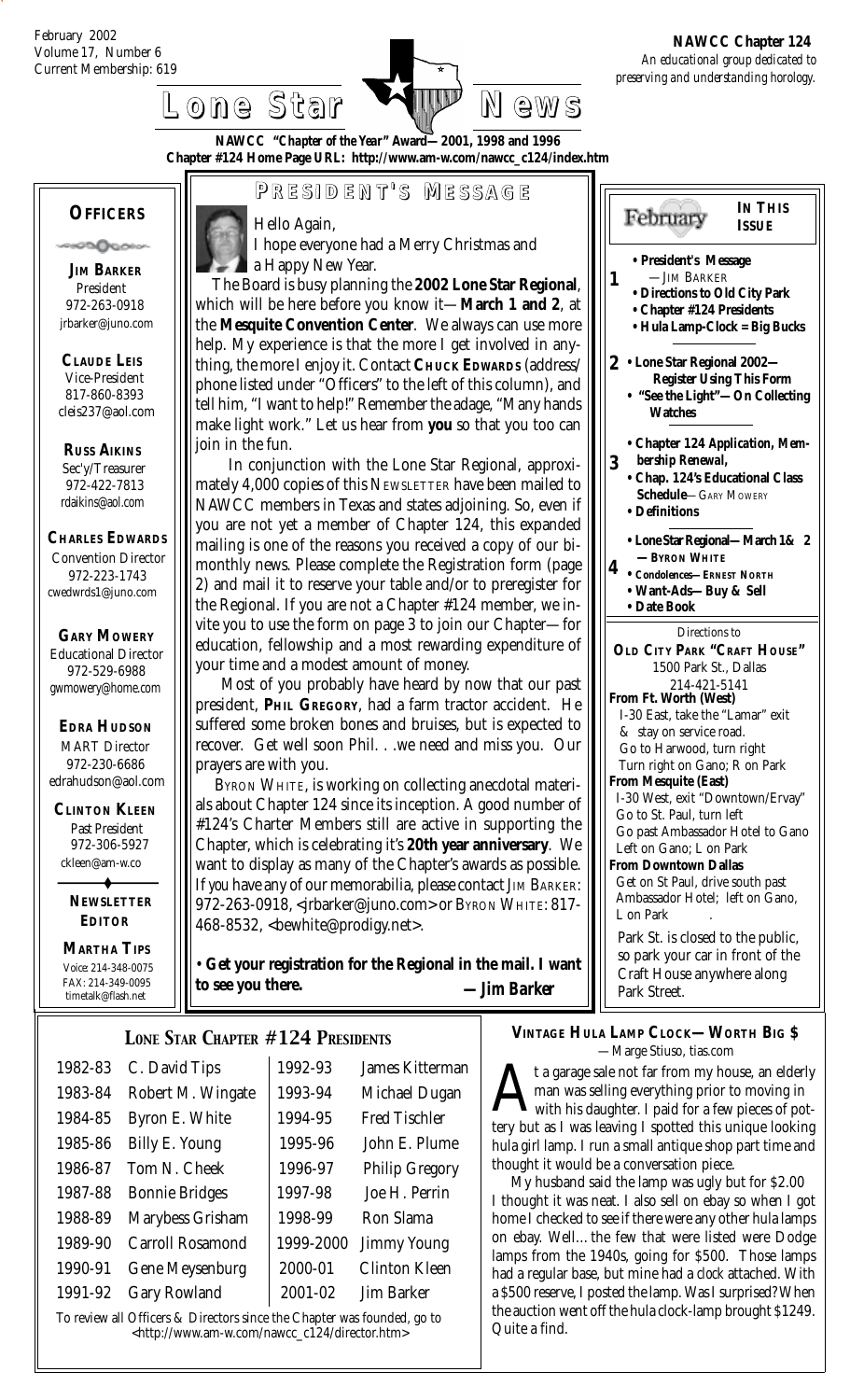February 2002
Volume 17, Number 6
Current Membership: 619

**NAWCC Chapter 124**
*An educational group dedicated to preserving and understanding horology.*

# Lone Star News

**NAWCC "Chapter of the Year" Award—2001, 1998 and 1996**
**Chapter #124 Home Page URL: http://www.am-w.com/nawcc_c124/index.htm**

## OFFICERS

**JIM BARKER**
President
972-263-0918
jrbarker@juno.com

**CLAUDE LEIS**
Vice-President
817-860-8393
cleis237@aol.com

**RUSS AIKINS**
Sec'y/Treasurer
972-422-7813
rdaikins@aol.com

**CHARLES EDWARDS**
Convention Director
972-223-1743
cwedwrds1@juno.com

**GARY MOWERY**
Educational Director
972-529-6988
gwmowery@home.com

**EDRA HUDSON**
MART Director
972-230-6686
edrahudson@aol.com

**CLINTON KLEEN**
Past President
972-306-5927
ckleen@am-w.co

**NEWSLETTER EDITOR**

**MARTHA TIPS**
Voice: 214-348-0075
FAX: 214-349-0095
timetalk@flash.net

## PRESIDENT'S MESSAGE

Hello Again,

I hope everyone had a Merry Christmas and a Happy New Year.

The Board is busy planning the **2002 Lone Star Regional**, which will be here before you know it—**March 1 and 2**, at the **Mesquite Convention Center**. We always can use more help. My experience is that the more I get involved in anything, the more I enjoy it. Contact **CHUCK EDWARDS** (address/phone listed under "Officers" to the left of this column), and tell him, "I want to help!" Remember the adage, "Many hands make light work." Let us hear from **you** so that you too can join in the fun.

In conjunction with the Lone Star Regional, approximately 4,000 copies of this NEWSLETTER have been mailed to NAWCC members in Texas and states adjoining. So, even if you are not yet a member of Chapter 124, this expanded mailing is one of the reasons you received a copy of our bi-monthly news. Please complete the Registration form (page 2) and mail it to reserve your table and/or to preregister for the Regional. If you are not a Chapter #124 member, we invite you to use the form on page 3 to join our Chapter—for education, fellowship and a most rewarding expenditure of your time and a modest amount of money.

Most of you probably have heard by now that our past president, **PHIL GREGORY**, had a farm tractor accident. He suffered some broken bones and bruises, but is expected to recover. Get well soon Phil. . .we need and miss you. Our prayers are with you.

BYRON WHITE, is working on collecting anecdotal materials about Chapter 124 since its inception. A good number of #124's Charter Members still are active in supporting the Chapter, which is celebrating it's **20th year anniversary**. We want to display as many of the Chapter's awards as possible. If you have any of our memorabilia, please contact JIM BARKER: 972-263-0918, <jrbarker@juno.com> or BYRON WHITE: 817-468-8532, <bewhite@prodigy.net>.

• **Get your registration for the Regional in the mail. I want to see you there.** **—Jim Barker**

## IN THIS ISSUE — February

**1**
- **President's Message** —JIM BARKER
- **Directions to Old City Park**
- **Chapter #124 Presidents**
- **Hula Lamp-Clock = Big Bucks**

**2**
- **Lone Star Regional 2002—Register Using This Form**
- **"See the Light"—On Collecting Watches**

**3**
- **Chapter 124 Application, Membership Renewal,**
- **Chap. 124's Educational Class Schedule**—GARY MOWERY
- **Definitions**

**4**
- **Lone Star Regional—March 1& 2** —BYRON WHITE
- **Condolences—ERNEST NORTH**
- **Want-Ads—Buy & Sell**
- **Date Book**

*Directions to*
**OLD CITY PARK "CRAFT HOUSE"**
1500 Park St., Dallas
214-421-5141

**From Ft. Worth (West)**
I-30 East, take the "Lamar" exit & stay on service road.
Go to Harwood, turn right
Turn right on Gano; R on Park

**From Mesquite (East)**
I-30 West, exit "Downtown/Ervay"
Go to St. Paul, turn left
Go past Ambassador Hotel to Gano
Left on Gano; L on Park

**From Downtown Dallas**
Get on St Paul, drive south past Ambassador Hotel; left on Gano, L on Park

Park St. is closed to the public, so park your car in front of the Craft House anywhere along Park Street.

## LONE STAR CHAPTER #124 PRESIDENTS

| | | | |
|---|---|---|---|
| 1982-83 | C. David Tips | 1992-93 | James Kitterman |
| 1983-84 | Robert M. Wingate | 1993-94 | Michael Dugan |
| 1984-85 | Byron E. White | 1994-95 | Fred Tischler |
| 1985-86 | Billy E. Young | 1995-96 | John E. Plume |
| 1986-87 | Tom N. Cheek | 1996-97 | Philip Gregory |
| 1987-88 | Bonnie Bridges | 1997-98 | Joe H. Perrin |
| 1988-89 | Marybess Grisham | 1998-99 | Ron Slama |
| 1989-90 | Carroll Rosamond | 1999-2000 | Jimmy Young |
| 1990-91 | Gene Meysenburg | 2000-01 | Clinton Kleen |
| 1991-92 | Gary Rowland | 2001-02 | Jim Barker |

To review all Officers & Directors since the Chapter was founded, go to <http://www.am-w.com/nawcc_c124/director.htm>

## VINTAGE HULA LAMP CLOCK—WORTH BIG $

—Marge Stiuso, tias.com

At a garage sale not far from my house, an elderly man was selling everything prior to moving in with his daughter. I paid for a few pieces of pottery but as I was leaving I spotted this unique looking hula girl lamp. I run a small antique shop part time and thought it would be a conversation piece.

My husband said the lamp was ugly but for $2.00 I thought it was neat. I also sell on ebay so when I got home I checked to see if there were any other hula lamps on ebay. Well…the few that were listed were Dodge lamps from the 1940s, going for $500. Those lamps had a regular base, but mine had a clock attached. With a $500 reserve, I posted the lamp. Was I surprised? When the auction went off the hula clock-lamp brought $1249. Quite a find.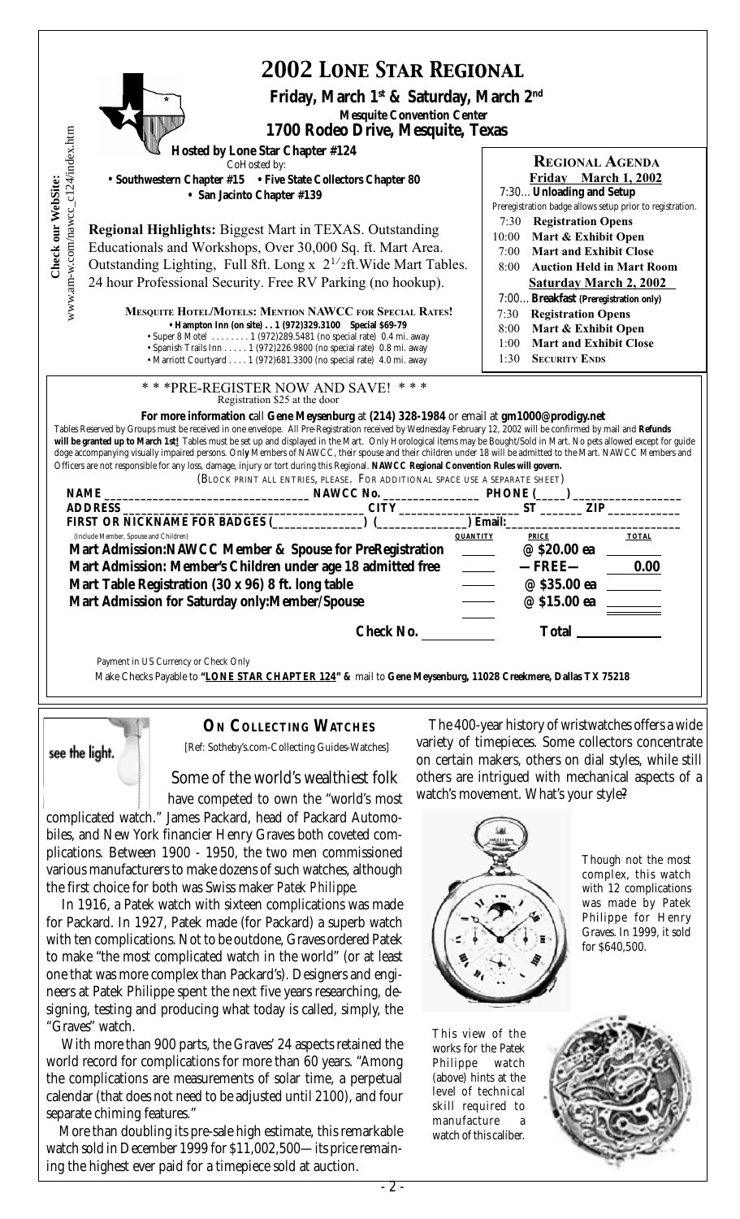# 2002 Lone Star Regional

**Friday, March 1st & Saturday, March 2nd**

**Mesquite Convention Center**

**1700 Rodeo Drive, Mesquite, Texas**

**Hosted by Lone Star Chapter #124**

CoHosted by:

- **Southwestern Chapter #15**
- **Five State Collectors Chapter 80**
- **San Jacinto Chapter #139**

**Check our WebSite:** www.am-w.com/nawcc_c124/index.htm

**Regional Highlights:** Biggest Mart in TEXAS. Outstanding Educationals and Workshops, Over 30,000 Sq. ft. Mart Area. Outstanding Lighting, Full 8ft. Long x 2 1/2ft. Wide Mart Tables. 24 hour Professional Security. Free RV Parking (no hookup).

**Mesquite Hotel/Motels: Mention NAWCC for Special Rates!**

- **Hampton Inn (on site) . . 1 (972)329.3100 Special $69-79**
- Super 8 Motel . . . . . . . . 1 (972)289.5481 (no special rate) 0.4 mi. away
- Spanish Trails Inn . . . . . 1 (972)226.9800 (no special rate) 0.8 mi. away
- Marriott Courtyard . . . . 1 (972)681.3300 (no special rate) 4.0 mi. away

## Regional Agenda

**Friday March 1, 2002**

- 7:30... **Unloading and Setup**
  Preregistration badge allows setup prior to registration.
- 7:30 **Registration Opens**
- 10:00 **Mart & Exhibit Open**
- 7:00 **Mart and Exhibit Close**
- 8:00 **Auction Held in Mart Room**

**Saturday March 2, 2002**

- 7:00... **Breakfast (Preregistration only)**
- 7:30 **Registration Opens**
- 8:00 **Mart & Exhibit Open**
- 1:00 **Mart and Exhibit Close**
- 1:30 **Security Ends**

\* \* \*PRE-REGISTER NOW AND SAVE! \* \* \*

Registration $25 at the door

**For more information** call **Gene Meysenburg** at **(214) 328-1984** or email at **gm1000@prodigy.net**

Tables Reserved by Groups must be received in one envelope. All Pre-Registration received by Wednesday February 12, 2002 will be confirmed by mail and **Refunds will be granted up to March 1st!** Tables must be set up and displayed in the Mart. Only Horological items may be Bought/Sold in Mart. No pets allowed except for guide doge accompanying visually impaired persons. Only Members of NAWCC, their spouse and their children under 18 will be admitted to the Mart. NAWCC Members and Officers are not responsible for any loss, damage, injury or tort during this Regional. **NAWCC Regional Convention Rules will govern.**

(Block print all entries, please. For additional space use a separate sheet)

**NAME** ______________ **NAWCC No.** ______________ **PHONE (____)** ______________

**ADDRESS** ______________ **CITY** ______________ **ST** ______ **ZIP** ______________

**FIRST OR NICKNAME FOR BADGES** (______________) (______________) **Email:** ______________

(Include Member, Spouse and Children)

| | QUANTITY | PRICE | TOTAL |
|---|---|---|---|
| **Mart Admission:NAWCC Member & Spouse for PreRegistration** | | **@ $20.00 ea** | |
| **Mart Admission: Member's Children under age 18 admitted free** | | **—FREE—** | **0.00** |
| **Mart Table Registration (30 x 96) 8 ft. long table** | | **@ $35.00 ea** | |
| **Mart Admission for Saturday only:Member/Spouse** | | **@ $15.00 ea** | |
| **Check No.** | | **Total** | |

Payment in US Currency or Check Only

Make Checks Payable to **"LONE STAR CHAPTER 124" &** mail to **Gene Meysenburg, 11028 Creekmere, Dallas TX 75218**

---

see the light.

## On Collecting Watches

[Ref: Sotheby's.com-Collecting Guides-Watches]

Some of the world's wealthiest folk have competed to own the "world's most complicated watch." James Packard, head of Packard Automobiles, and New York financier Henry Graves both coveted complications. Between 1900 - 1950, the two men commissioned various manufacturers to make dozens of such watches, although the first choice for both was Swiss maker *Patek Philippe*.

In 1916, a Patek watch with sixteen complications was made for Packard. In 1927, Patek made (for Packard) a superb watch with ten complications. Not to be outdone, Graves ordered Patek to make "the most complicated watch in the world" (or at least one that was more complex than Packard's). Designers and engineers at Patek Philippe spent the next five years researching, designing, testing and producing what today is called, simply, the "Graves" watch.

With more than 900 parts, the Graves' 24 aspects retained the world record for complications for more than 60 years. "Among the complications are measurements of solar time, a perpetual calendar (that does not need to be adjusted until 2100), and four separate chiming features."

More than doubling its pre-sale high estimate, this remarkable watch sold in December 1999 for $11,002,500—its price remaining the highest ever paid for a timepiece sold at auction.

The 400-year history of wristwatches offers a wide variety of timepieces. Some collectors concentrate on certain makers, others on dial styles, while still others are intrigued with mechanical aspects of a watch's movement. What's your style?

Though not the most complex, this watch with 12 complications was made by Patek Philippe for Henry Graves. In 1999, it sold for $640,500.

This view of the works for the Patek Philippe watch (above) hints at the level of technical skill required to manufacture a watch of this caliber.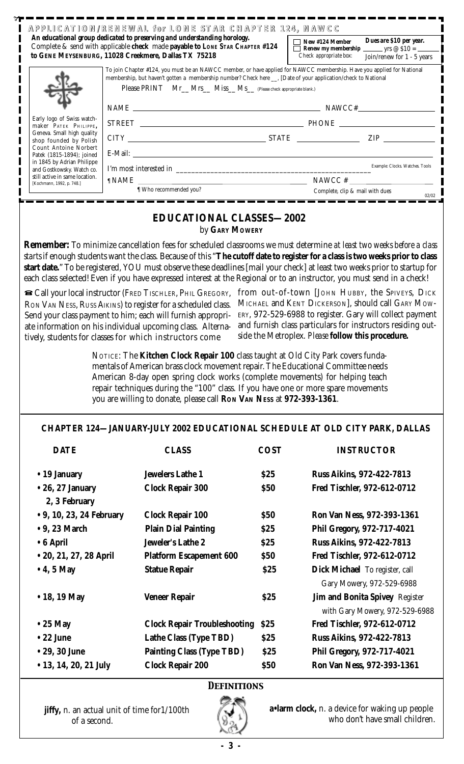# APPLICATION/RENEWAL for LONE STAR CHAPTER 124, NAWCC

**An educational group dedicated to preserving and understanding horology.**
Complete & send with applicable **check** made **payable to LONE STAR CHAPTER #124 to GENE MEYSENBURG, 11028 Creekmere, Dallas TX 75218**

☐ **New #124 Member** **Dues are $10 per year.**
☐ **Renew my membership** _______ yrs @ $10 = _______
Check appropriate box: Join/renew for 1 - 5 years

Early logo of Swiss watchmaker PATEK PHILIPPE, Geneva. Small high quality shop founded by Polish Count Antoine Norbert Patek (1815-1894); joined in 1845 by Adrian Philippe and Gostkowsky. Watch co. still active in same location. [Kochmann, 1992, p. 748.]

To join Chapter #124, you must be an NAWCC member, or have applied for NAWCC membership. Have you applied for National membership, but haven't gotten a membership number? Check here __, [Date of your application/check to National

Please PRINT Mr__ Mrs__ Miss__ Ms__ (Please check appropriate blank.)

NAME ______________________________ NAWCC# ______________

STREET ______________________________ PHONE ______________

CITY ______________ STATE ______________ ZIP ______________

E-Mail: ______________________________

I'm most interested in ______________________________ Example: Clocks. Watches. Tools

¶ NAME ______________________________ NAWCC # ______________
¶ Who recommended you? Complete, clip & mail with dues

02/02

## EDUCATIONAL CLASSES—2002

*by* **GARY MOWERY**

**Remember:** To minimize cancellation fees for scheduled classrooms we *must determine at least two weeks before a class starts* if enough students want the class. Because of this "**The cutoff date to register for a class is two weeks prior to class start date.**" To be registered, YOU must observe these deadlines [mail your check] at least two weeks prior to startup for each class selected! Even if you have expressed interest at the Regional or to an instructor, you must send in a check!

☎ Call your local instructor (FRED TISCHLER, PHIL GREGORY, RON VAN NESS, RUSS AIKINS) to register for a scheduled class. Send your class payment to him; each will furnish appropriate information on his individual upcoming class. Alternatively, students for classes for which instructors come from out-of-town [JOHN HUBBY, the SPIVEYS, DICK MICHAEL and KENT DICKERSON], should call GARY MOWERY, 972-529-6988 to register. Gary will collect payment and furnish class particulars for instructors residing outside the Metroplex. *Please* **follow this procedure.**

NOTICE: The **Kitchen Clock Repair 100** class taught at Old City Park covers fundamentals of American brass clock movement repair. The Educational Committee needs American 8-day open spring clock works (complete movements) for helping teach repair techniques during the "100" class. If you have one or more spare movements you are willing to donate, please call **RON VAN NESS** at **972-393-1361**.

## CHAPTER 124—JANUARY-JULY 2002 EDUCATIONAL SCHEDULE AT OLD CITY PARK, DALLAS

| DATE | CLASS | COST | INSTRUCTOR |
|---|---|---|---|
| • 19 January | Jewelers Lathe 1 | $25 | Russ Aikins, 972-422-7813 |
| • 26, 27 January 2, 3 February | Clock Repair 300 | $50 | Fred Tischler, 972-612-0712 |
| • 9, 10, 23, 24 February | Clock Repair 100 | $50 | Ron Van Ness, 972-393-1361 |
| • 9, 23 March | Plain Dial Painting | $25 | Phil Gregory, 972-717-4021 |
| • 6 April | Jeweler's Lathe 2 | $25 | Russ Aikins, 972-422-7813 |
| • 20, 21, 27, 28 April | Platform Escapement 600 | $50 | Fred Tischler, 972-612-0712 |
| • 4, 5 May | Statue Repair | $25 | Dick Michael To register, call Gary Mowery, 972-529-6988 |
| • 18, 19 May | Veneer Repair | $25 | Jim and Bonita Spivey Register with Gary Mowery, 972-529-6988 |
| • 25 May | Clock Repair Troubleshooting | $25 | Fred Tischler, 972-612-0712 |
| • 22 June | Lathe Class (Type TBD) | $25 | Russ Aikins, 972-422-7813 |
| • 29, 30 June | Painting Class (Type TBD) | $25 | Phil Gregory, 972-717-4021 |
| • 13, 14, 20, 21 July | Clock Repair 200 | $50 | Ron Van Ness, 972-393-1361 |

## DEFINITIONS

**jiffy,** n. an actual unit of time for1/100th of a second.

**a•larm clock,** n. a device for waking up people who don't have small children.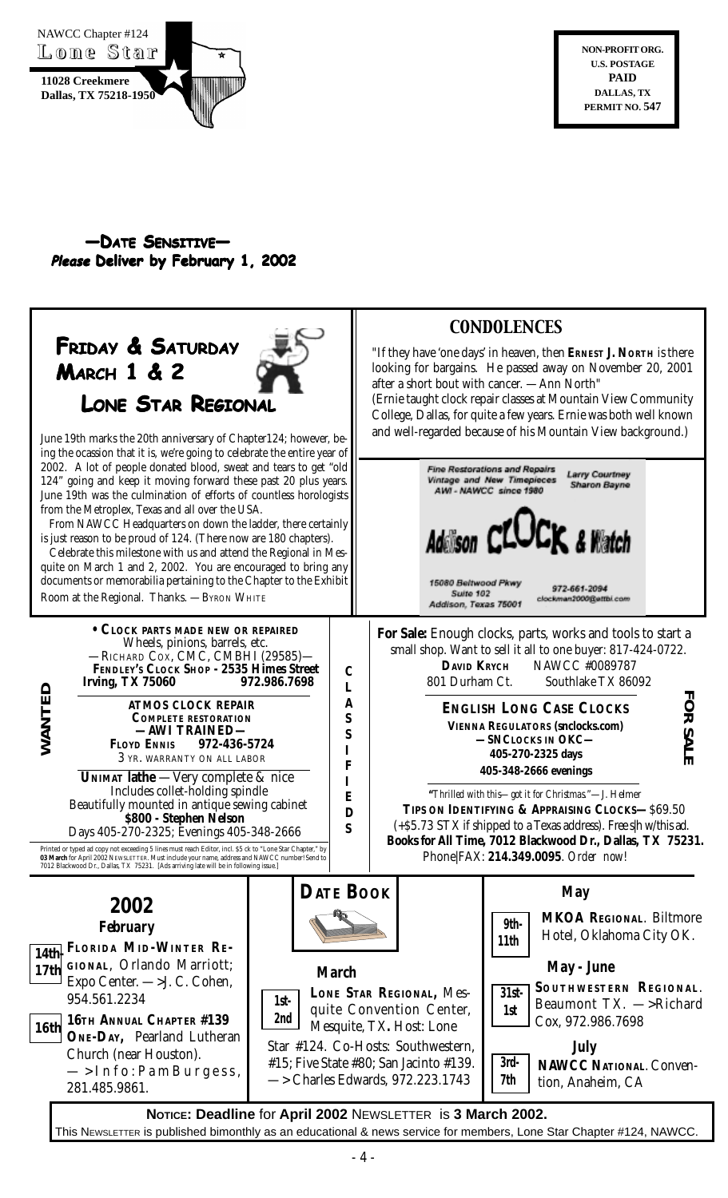NAWCC Chapter #124
Lone Star
11028 Creekmere
Dallas, TX 75218-1950

NON-PROFIT ORG.
U.S. POSTAGE
PAID
DALLAS, TX
PERMIT NO. 547

**—DATE SENSITIVE—**
***Please* Deliver by February 1, 2002**

## FRIDAY & SATURDAY MARCH 1 & 2

### LONE STAR REGIONAL

June 19th marks the 20th anniversary of Chapter124; however, being the ocassion that it is, we're going to celebrate the entire year of 2002. A lot of people donated blood, sweat and tears to get "old 124" going and keep it moving forward these past 20 plus years. June 19th was the culmination of efforts of countless horologists from the Metroplex, Texas and all over the USA.

From NAWCC Headquarters on down the ladder, there certainly is just reason to be proud of 124. (There now are 180 chapters).

Celebrate this milestone with us and attend the Regional in Mesquite on March 1 and 2, 2002. You are encouraged to bring any documents or memorabilia pertaining to the Chapter to the Exhibit Room at the Regional. Thanks. —BYRON WHITE

## CONDOLENCES

"If they have 'one days' in heaven, then **ERNEST J. NORTH** is there looking for bargains. He passed away on November 20, 2001 after a short bout with cancer. —Ann North"

(Ernie taught clock repair classes at Mountain View Community College, Dallas, for quite a few years. Ernie was both well known and well-regarded because of his Mountain View background.)

Fine Restorations and Repairs
Vintage and New Timepieces
AWI - NAWCC since 1980
Larry Courtney
Sharon Bayne

**Addison CLOCK & Watch**

15080 Beltwood Pkwy
Suite 102
Addison, Texas 75001
972-661-2094
clockman2000@attbi.com

## CLASSIFIEDS

### WANTED

**• CLOCK PARTS MADE NEW OR REPAIRED**
Wheels, pinions, barrels, etc.
—RICHARD COX, CMC, CMBHI (29585)—
**FENDLEY'S CLOCK SHOP - 2535 Himes Street**
**Irving, TX 75060 972.986.7698**

**ATMOS CLOCK REPAIR**
**COMPLETE RESTORATION**
**—AWI TRAINED—**
**FLOYD ENNIS 972-436-5724**
3 YR. WARRANTY ON ALL LABOR

**UNIMAT lathe** —Very complete & nice
Includes collet-holding spindle
Beautifully mounted in antique sewing cabinet
**$800 - Stephen Nelson**
Days 405-270-2325; Evenings 405-348-2666

Printed or typed ad copy not exceeding 5 lines must reach Editor, incl. $5 ck to "Lone Star Chapter," by **03 March** for April 2002 NEWSLETTER. Must include your name, address and NAWCC number! Send to 7012 Blackwood Dr., Dallas, TX 75231. [Ads arriving late will be in following issue.]

### FOR SALE

**For Sale:** Enough clocks, parts, works and tools to start a small shop. Want to sell it all to one buyer: 817-424-0722.
**DAVID KRYCH** NAWCC #0089787
801 Durham Ct. Southlake TX 86092

**ENGLISH LONG CASE CLOCKS**
**VIENNA REGULATORS (snclocks.com)**
**—SNCLOCKS IN OKC—**
**405-270-2325 days**
**405-348-2666 evenings**

*"Thrilled with this—got it for Christmas."—J. Helmer*
**TIPS ON IDENTIFYING & APPRAISING CLOCKS—**$69.50 (+$5.73 STX if shipped to a Texas address). Free s|h w/this ad.
**Books for All Time, 7012 Blackwood Dr., Dallas, TX 75231.**
Phone|FAX: **214.349.0095**. *Order now!*

## DATE BOOK

### 2002

**February**

**14th-17th** **FLORIDA MID-WINTER REGIONAL**, Orlando Marriott; Expo Center. —>J. C. Cohen, 954.561.2234

**16th** **16TH ANNUAL CHAPTER #139 ONE-DAY**, Pearland Lutheran Church (near Houston). —>Info: Pam Burgess, 281.485.9861.

**March**

**1st-2nd** **LONE STAR REGIONAL,** Mesquite Convention Center, Mesquite, TX**.** Host: Lone Star #124. Co-Hosts: Southwestern, #15; Five State #80; San Jacinto #139. —> Charles Edwards, 972.223.1743

**May**

**9th-11th** **MKOA REGIONAL**. Biltmore Hotel, Oklahoma City OK.

**May - June**

**31st-1st** **SOUTHWESTERN REGIONAL**. Beaumont TX. —>Richard Cox, 972.986.7698

**July**

**3rd-7th** **NAWCC NATIONAL**. Convention Center, Anaheim, CA

**NOTICE: Deadline** for **April 2002** NEWSLETTER is **3 March 2002.**

This NEWSLETTER is published bimonthly as an educational & news service for members, Lone Star Chapter #124, NAWCC.